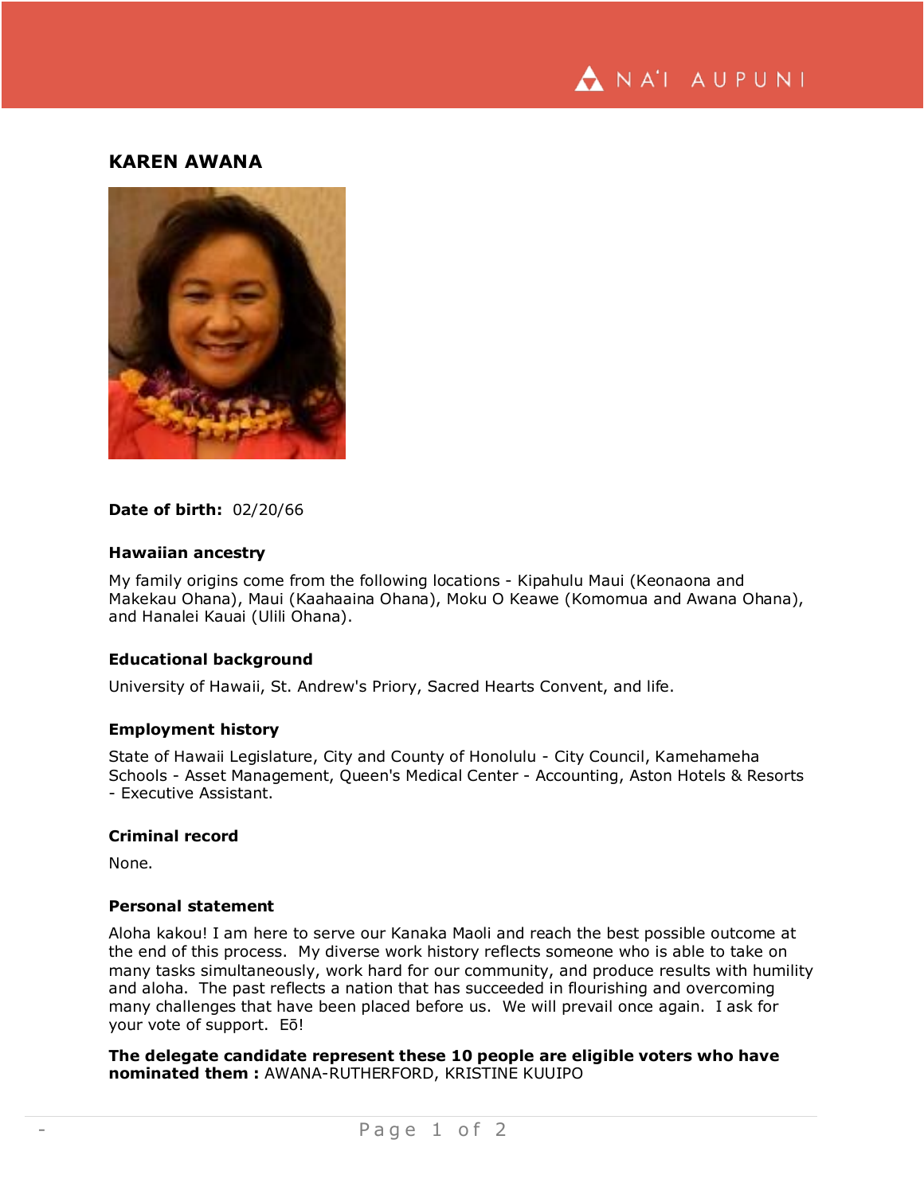# KAREN AWANA

**Date of birth:** 02/20/66

### Hawaiian ancestry

My family origins come from the following locations - Kipahulu Maui (Keonaona and Makekau Ohana), Maui (Kaahaaina Ohana), Moku O Keawe (Komomua and Awana Ohana), and Hanalei Kauai (Ulili Ohana).

### Educational background

University of Hawaii, St. Andrew's Priory, Sacred Hearts Convent, and life.

### Employment history

State of Hawaii Legislature, City and County of Honolulu - City Council, Kamehameha Schools - Asset Management, Queen's Medical Center - Accounting, Aston Hotels & Resorts - Executive Assistant.

### Criminal record

None.

### Personal statement

Aloha kakou! I am here to serve our Kanaka Maoli and reach the best possible outcome at the end of this process. My diverse work history reflects someone who is able to take on many tasks simultaneously, work hard for our community, and produce results with humility and aloha. The past reflects a nation that has succeeded in flourishing and overcoming many challenges that have been placed before us. We will prevail once again. I ask for your vote of support. Eō!

**The delegate candidate represent these 10 people are eligible voters who have nominated them :** AWANA-RUTHERFORD, KRISTINE KUUIPO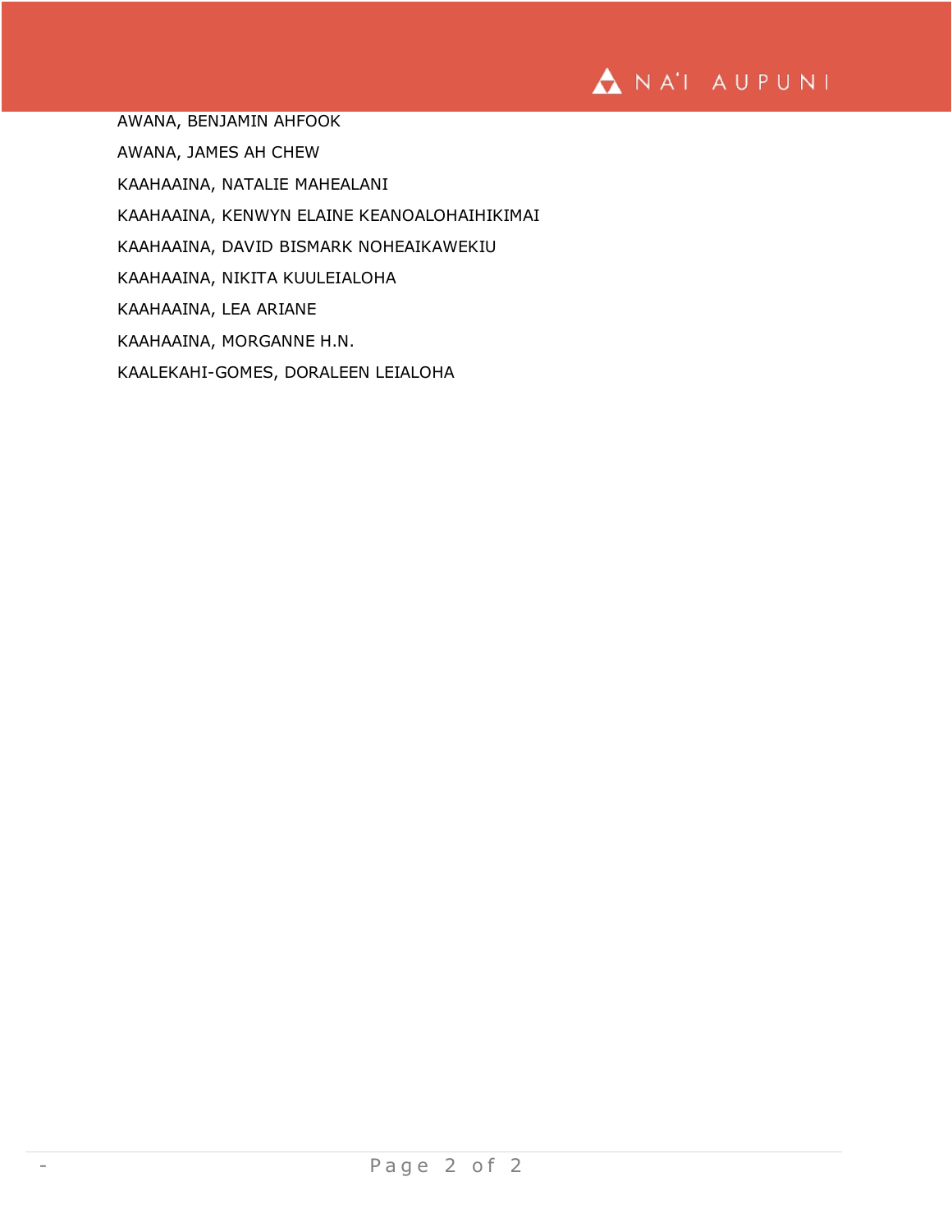AWANA, BENJAMIN AHFOOK

AWANA, JAMES AH CHEW

KAAHAAINA, NATALIE MAHEALANI

KAAHAAINA, KENWYN ELAINE KEANOALOHAIHIKIMAI

KAAHAAINA, DAVID BISMARK NOHEAIKAWEKIU

KAAHAAINA, NIKITA KUULEIALOHA

KAAHAAINA, LEA ARIANE

KAAHAAINA, MORGANNE H.N.

KAALEKAHI-GOMES, DORALEEN LEIALOHA